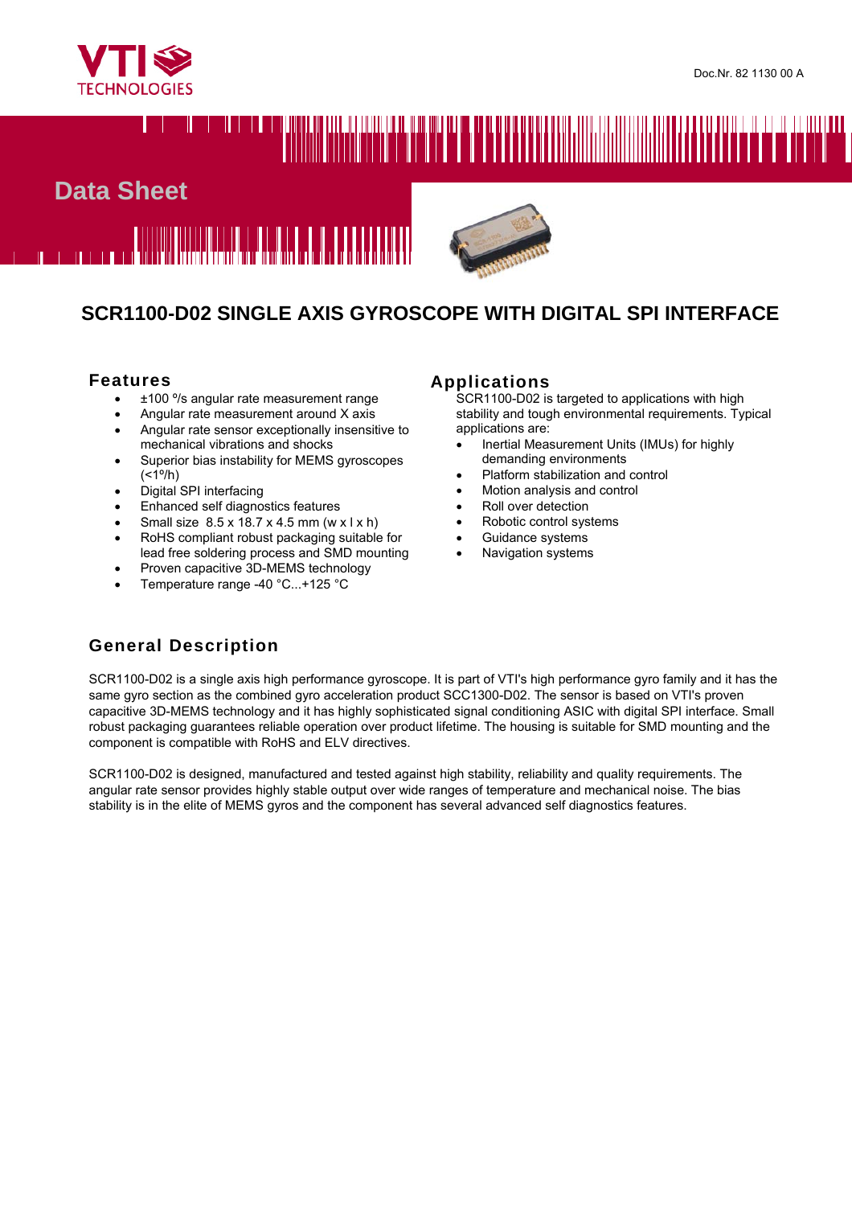Doc.Nr. 82 1130 00 A

# Data Sheet

# SCR1100-D02 SINGLE AXIS GYROSCOPE WITH DIGITAL SPI INTERFACE

## Features

- ±100 °/s angular rate measurement range
- Angular rate measurement around X axis
- Angular rate sensor exceptionally insensitive to mechanical vibrations and shocks
- Superior bias instability for MEMS gyroscopes (<1°/h)
- Digital SPI interfacing
- Enhanced self diagnostics features
- Small size 8.5 x 18.7 x 4.5 mm (w x l x h)
- RoHS compliant robust packaging suitable for lead free soldering process and SMD mounting
- Proven capacitive 3D-MEMS technology
- Temperature range -40 °C...+125 °C

## Applications

SCR1100-D02 is targeted to applications with high stability and tough environmental requirements. Typical applications are:

- Inertial Measurement Units (IMUs) for highly demanding environments
- Platform stabilization and control
- Motion analysis and control
- Roll over detection
- Robotic control systems
- Guidance systems
- Navigation systems

## General Description

SCR1100-D02 is a single axis high performance gyroscope. It is part of VTI's high performance gyro family and it has the same gyro section as the combined gyro acceleration product SCC1300-D02. The sensor is based on VTI's proven capacitive 3D-MEMS technology and it has highly sophisticated signal conditioning ASIC with digital SPI interface. Small robust packaging guarantees reliable operation over product lifetime. The housing is suitable for SMD mounting and the component is compatible with RoHS and ELV directives.

SCR1100-D02 is designed, manufactured and tested against high stability, reliability and quality requirements. The angular rate sensor provides highly stable output over wide ranges of temperature and mechanical noise. The bias stability is in the elite of MEMS gyros and the component has several advanced self diagnostics features.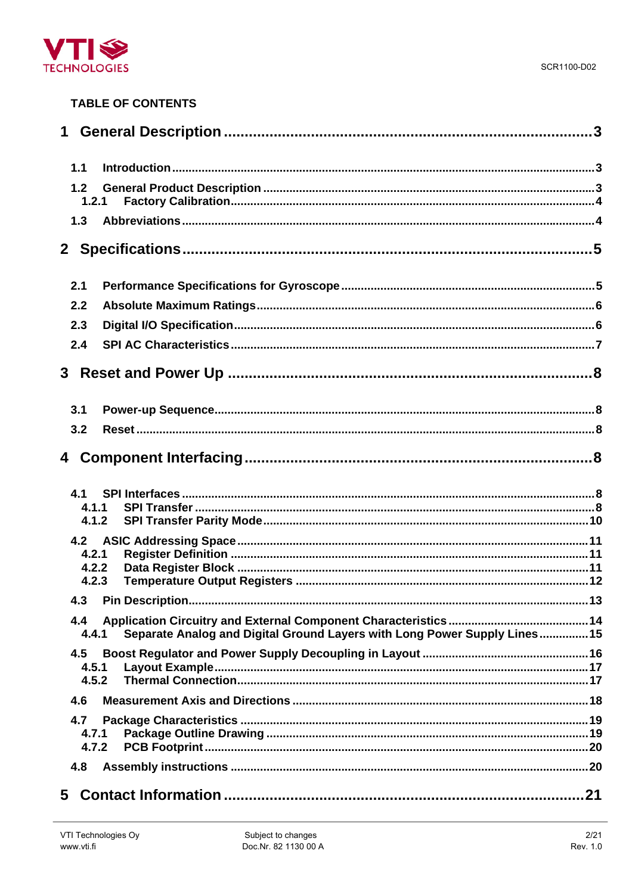TABLE OF CONTENTS

1 General Description ........................................................................3

1.1 Introduction ........................................................................3

1.2 General Product Description ........................................................................3

1.2.1 Factory Calibration ........................................................................4

1.3 Abbreviations ........................................................................4

2 Specifications ........................................................................5

2.1 Performance Specifications for Gyroscope ........................................................................5

2.2 Absolute Maximum Ratings ........................................................................6

2.3 Digital I/O Specification ........................................................................6

2.4 SPI AC Characteristics ........................................................................7

3 Reset and Power Up ........................................................................8

3.1 Power-up Sequence ........................................................................8

3.2 Reset ........................................................................8

4 Component Interfacing ........................................................................8

4.1 SPI Interfaces ........................................................................8

4.1.1 SPI Transfer ........................................................................8

4.1.2 SPI Transfer Parity Mode ........................................................................10

4.2 ASIC Addressing Space ........................................................................11

4.2.1 Register Definition ........................................................................11

4.2.2 Data Register Block ........................................................................11

4.2.3 Temperature Output Registers ........................................................................12

4.3 Pin Description ........................................................................13

4.4 Application Circuitry and External Component Characteristics ........................................................................14

4.4.1 Separate Analog and Digital Ground Layers with Long Power Supply Lines ........................................................................15

4.5 Boost Regulator and Power Supply Decoupling in Layout ........................................................................16

4.5.1 Layout Example ........................................................................17

4.5.2 Thermal Connection ........................................................................17

4.6 Measurement Axis and Directions ........................................................................18

4.7 Package Characteristics ........................................................................19

4.7.1 Package Outline Drawing ........................................................................19

4.7.2 PCB Footprint ........................................................................20

4.8 Assembly instructions ........................................................................20

5 Contact Information ........................................................................21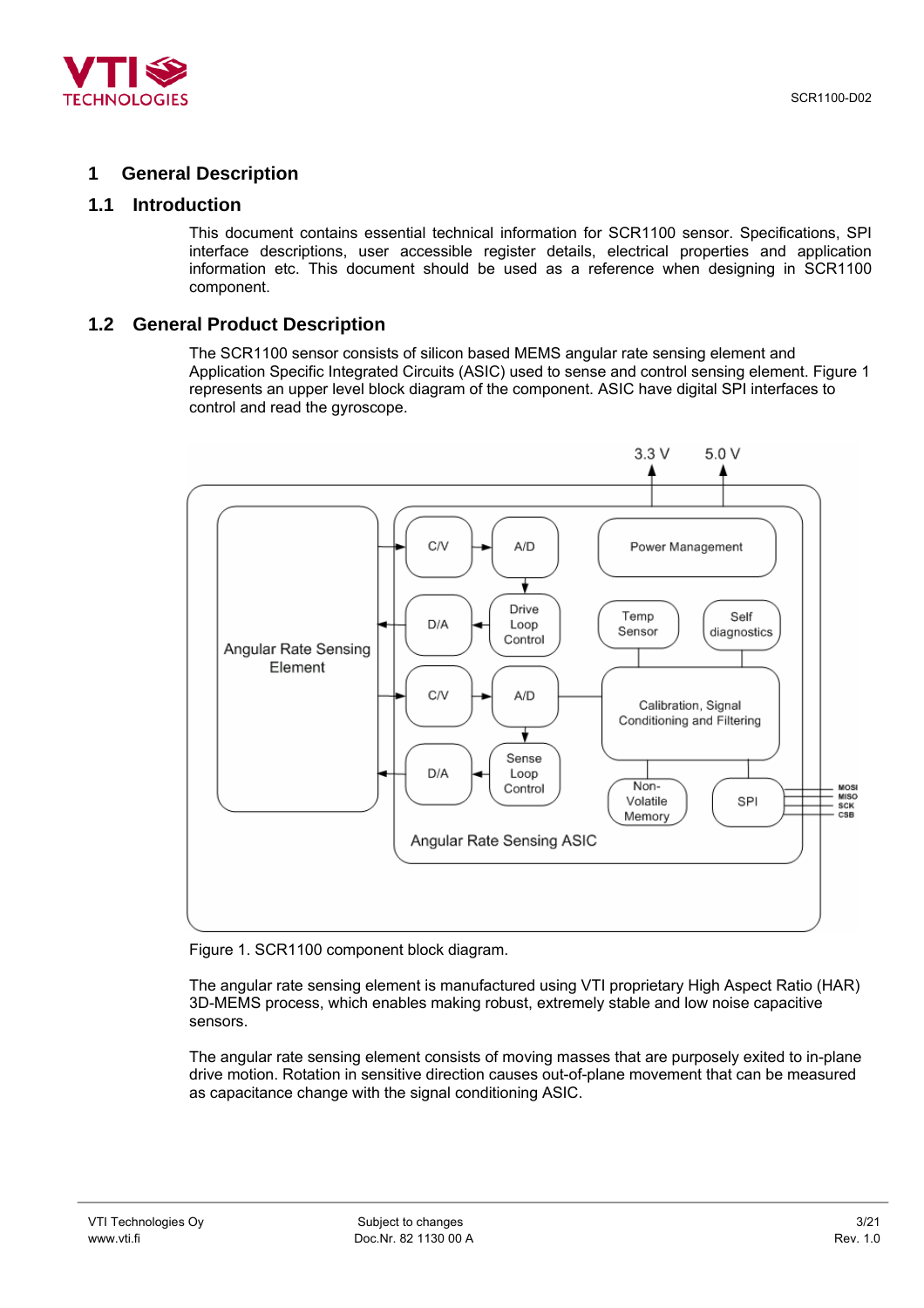# 1 General Description

## 1.1 Introduction

This document contains essential technical information for SCR1100 sensor. Specifications, SPI interface descriptions, user accessible register details, electrical properties and application information etc. This document should be used as a reference when designing in SCR1100 component.

## 1.2 General Product Description

The SCR1100 sensor consists of silicon based MEMS angular rate sensing element and Application Specific Integrated Circuits (ASIC) used to sense and control sensing element. Figure 1 represents an upper level block diagram of the component. ASIC have digital SPI interfaces to control and read the gyroscope.

Figure 1. SCR1100 component block diagram.

The angular rate sensing element is manufactured using VTI proprietary High Aspect Ratio (HAR) 3D-MEMS process, which enables making robust, extremely stable and low noise capacitive sensors.

The angular rate sensing element consists of moving masses that are purposely exited to in-plane drive motion. Rotation in sensitive direction causes out-of-plane movement that can be measured as capacitance change with the signal conditioning ASIC.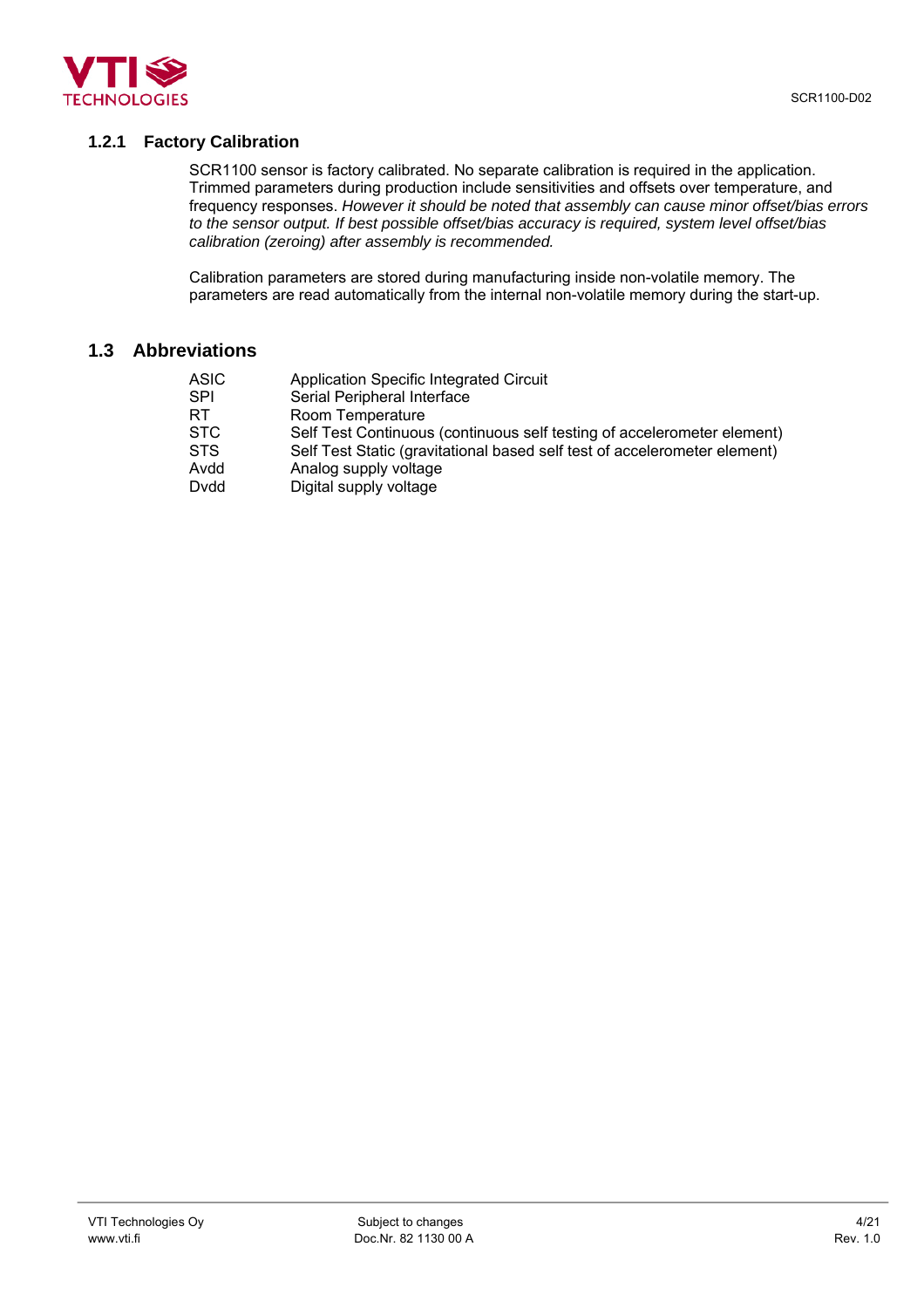### 1.2.1 Factory Calibration

SCR1100 sensor is factory calibrated. No separate calibration is required in the application. Trimmed parameters during production include sensitivities and offsets over temperature, and frequency responses. *However it should be noted that assembly can cause minor offset/bias errors to the sensor output. If best possible offset/bias accuracy is required, system level offset/bias calibration (zeroing) after assembly is recommended.*

Calibration parameters are stored during manufacturing inside non-volatile memory. The parameters are read automatically from the internal non-volatile memory during the start-up.

## 1.3 Abbreviations

| | |
|---|---|
| ASIC | Application Specific Integrated Circuit |
| SPI | Serial Peripheral Interface |
| RT | Room Temperature |
| STC | Self Test Continuous (continuous self testing of accelerometer element) |
| STS | Self Test Static (gravitational based self test of accelerometer element) |
| Avdd | Analog supply voltage |
| Dvdd | Digital supply voltage |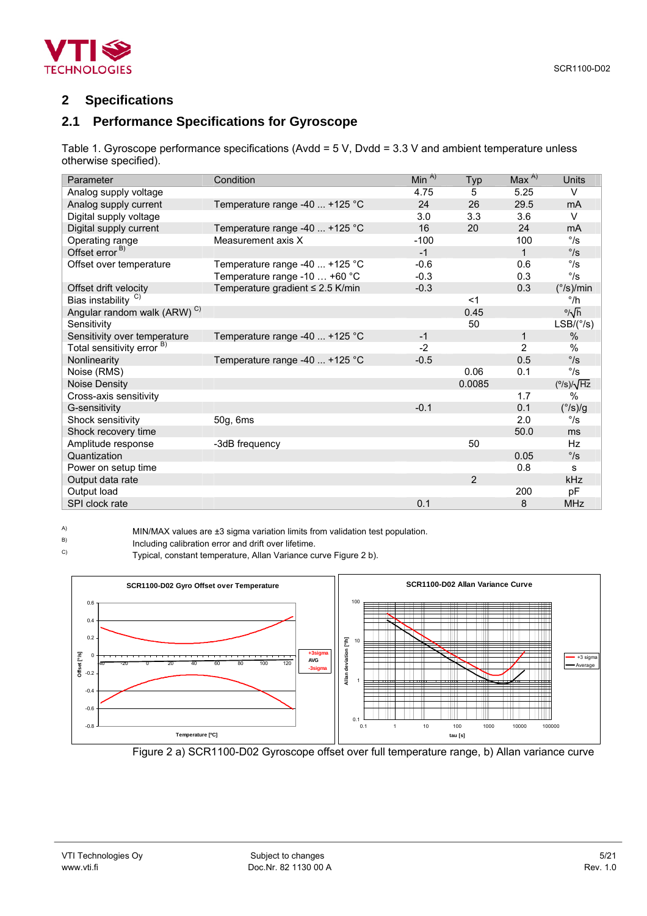## 2 Specifications

### 2.1 Performance Specifications for Gyroscope

Table 1. Gyroscope performance specifications (Avdd = 5 V, Dvdd = 3.3 V and ambient temperature unless otherwise specified).

| Parameter | Condition | Min [A)] | Typ | Max [A)] | Units |
|---|---|---|---|---|---|
| Analog supply voltage | | 4.75 | 5 | 5.25 | V |
| Analog supply current | Temperature range -40 ... +125 °C | 24 | 26 | 29.5 | mA |
| Digital supply voltage | | 3.0 | 3.3 | 3.6 | V |
| Digital supply current | Temperature range -40 ... +125 °C | 16 | 20 | 24 | mA |
| Operating range | Measurement axis X | -100 | | 100 | °/s |
| Offset error [B)] | | -1 | | 1 | °/s |
| Offset over temperature | Temperature range -40 ... +125 °C | -0.6 | | 0.6 | °/s |
| | Temperature range -10 … +60 °C | -0.3 | | 0.3 | °/s |
| Offset drift velocity | Temperature gradient ≤ 2.5 K/min | -0.3 | | 0.3 | (°/s)/min |
| Bias instability [C)] | | | <1 | | °/h |
| Angular random walk (ARW) [C)] | | | 0.45 | | $°/\sqrt{h}$ |
| Sensitivity | | | 50 | | LSB/(°/s) |
| Sensitivity over temperature | Temperature range -40 ... +125 °C | -1 | | 1 | % |
| Total sensitivity error [B)] | | -2 | | 2 | % |
| Nonlinearity | Temperature range -40 ... +125 °C | -0.5 | | 0.5 | °/s |
| Noise (RMS) | | | 0.06 | 0.1 | °/s |
| Noise Density | | | 0.0085 | | $(°/s)/\sqrt{Hz}$ |
| Cross-axis sensitivity | | | | 1.7 | % |
| G-sensitivity | | -0.1 | | 0.1 | (°/s)/g |
| Shock sensitivity | 50g, 6ms | | | 2.0 | °/s |
| Shock recovery time | | | | 50.0 | ms |
| Amplitude response | -3dB frequency | | 50 | | Hz |
| Quantization | | | | 0.05 | °/s |
| Power on setup time | | | | 0.8 | s |
| Output data rate | | | 2 | | kHz |
| Output load | | | | 200 | pF |
| SPI clock rate | | 0.1 | | 8 | MHz |

A) MIN/MAX values are ±3 sigma variation limits from validation test population.
B) Including calibration error and drift over lifetime.
C) Typical, constant temperature, Allan Variance curve Figure 2 b).

Figure 2 a) SCR1100-D02 Gyroscope offset over full temperature range, b) Allan variance curve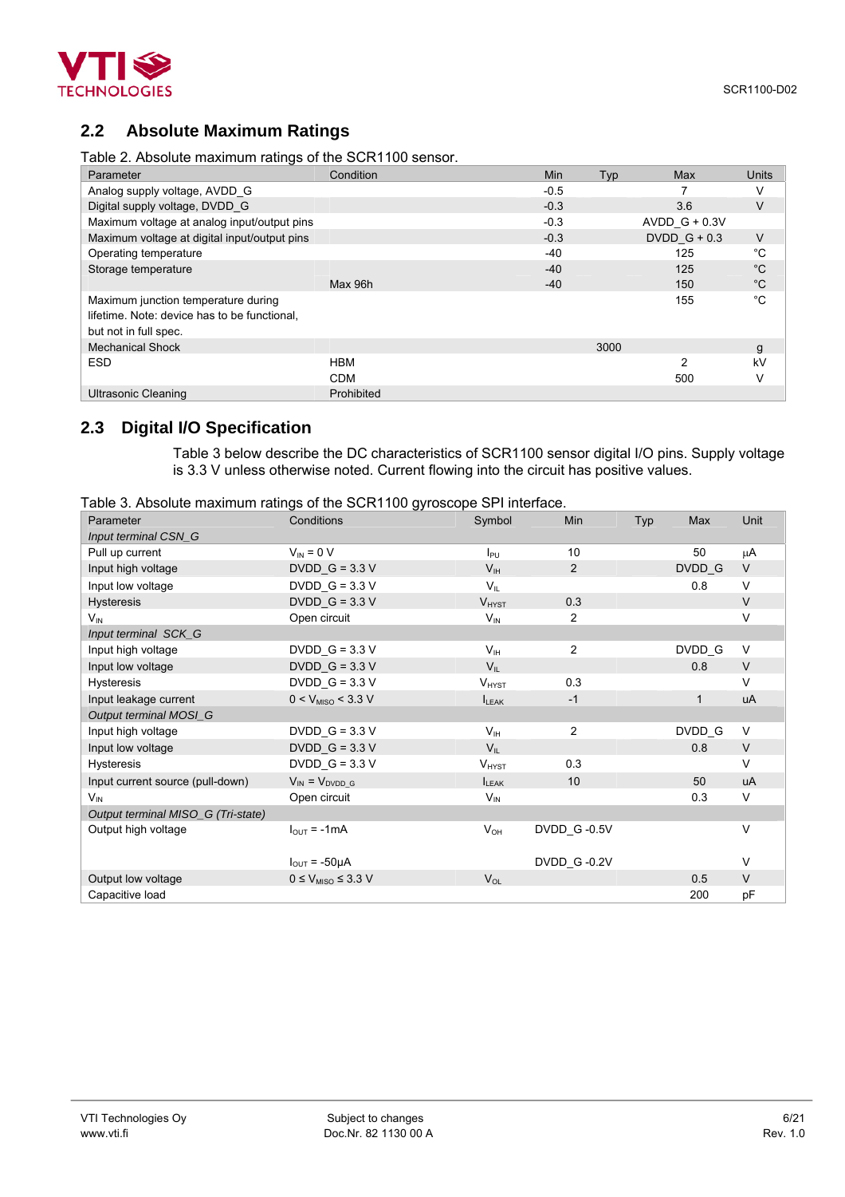## 2.2 Absolute Maximum Ratings

Table 2. Absolute maximum ratings of the SCR1100 sensor.

| Parameter | Condition | Min | Typ | Max | Units |
|---|---|---|---|---|---|
| Analog supply voltage, AVDD_G | | -0.5 | | 7 | V |
| Digital supply voltage, DVDD_G | | -0.3 | | 3.6 | V |
| Maximum voltage at analog input/output pins | | -0.3 | | AVDD_G + 0.3V | |
| Maximum voltage at digital input/output pins | | -0.3 | | DVDD_G + 0.3 | V |
| Operating temperature | | -40 | | 125 | °C |
| Storage temperature | | -40 | | 125 | °C |
| | Max 96h | -40 | | 150 | °C |
| Maximum junction temperature during lifetime. Note: device has to be functional, but not in full spec. | | | | 155 | °C |
| Mechanical Shock | | | 3000 | | g |
| ESD | HBM | | | 2 | kV |
| | CDM | | | 500 | V |
| Ultrasonic Cleaning | Prohibited | | | | |

## 2.3 Digital I/O Specification

Table 3 below describe the DC characteristics of SCR1100 sensor digital I/O pins. Supply voltage is 3.3 V unless otherwise noted. Current flowing into the circuit has positive values.

Table 3. Absolute maximum ratings of the SCR1100 gyroscope SPI interface.

| Parameter | Conditions | Symbol | Min | Typ | Max | Unit |
|---|---|---|---|---|---|---|
| *Input terminal CSN_G* | | | | | | |
| Pull up current | $V_{IN}$ = 0 V | $I_{PU}$ | 10 | | 50 | μA |
| Input high voltage | DVDD_G = 3.3 V | $V_{IH}$ | 2 | | DVDD_G | V |
| Input low voltage | DVDD_G = 3.3 V | $V_{IL}$ | | | 0.8 | V |
| Hysteresis | DVDD_G = 3.3 V | $V_{HYST}$ | 0.3 | | | V |
| $V_{IN}$ | Open circuit | $V_{IN}$ | 2 | | | V |
| *Input terminal SCK_G* | | | | | | |
| Input high voltage | DVDD_G = 3.3 V | $V_{IH}$ | 2 | | DVDD_G | V |
| Input low voltage | DVDD_G = 3.3 V | $V_{IL}$ | | | 0.8 | V |
| Hysteresis | DVDD_G = 3.3 V | $V_{HYST}$ | 0.3 | | | V |
| Input leakage current | 0 < $V_{MISO}$ < 3.3 V | $I_{LEAK}$ | -1 | | 1 | uA |
| *Output terminal MOSI_G* | | | | | | |
| Input high voltage | DVDD_G = 3.3 V | $V_{IH}$ | 2 | | DVDD_G | V |
| Input low voltage | DVDD_G = 3.3 V | $V_{IL}$ | | | 0.8 | V |
| Hysteresis | DVDD_G = 3.3 V | $V_{HYST}$ | 0.3 | | | V |
| Input current source (pull-down) | $V_{IN}$ = $V_{DVDD\_G}$ | $I_{LEAK}$ | 10 | | 50 | uA |
| $V_{IN}$ | Open circuit | $V_{IN}$ | | | 0.3 | V |
| *Output terminal MISO_G (Tri-state)* | | | | | | |
| Output high voltage | $I_{OUT}$ = -1mA | $V_{OH}$ | DVDD_G -0.5V | | | V |
| | $I_{OUT}$ = -50μA | | DVDD_G -0.2V | | | V |
| Output low voltage | 0 ≤ $V_{MISO}$ ≤ 3.3 V | $V_{OL}$ | | | 0.5 | V |
| Capacitive load | | | | | 200 | pF |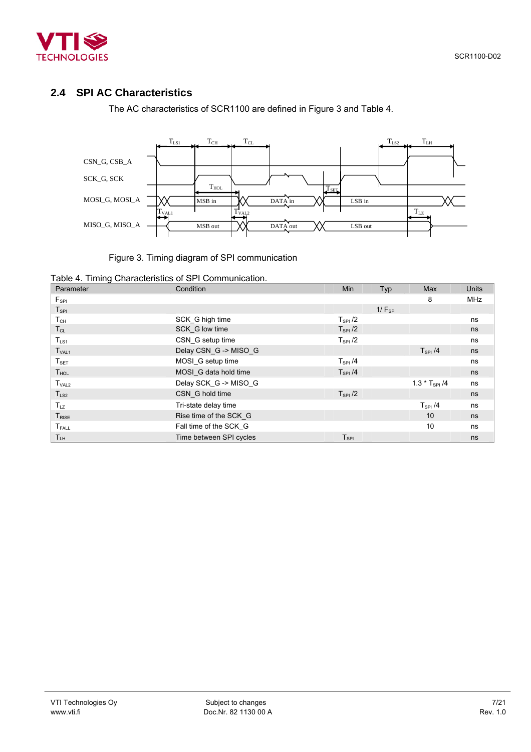## 2.4 SPI AC Characteristics

The AC characteristics of SCR1100 are defined in Figure 3 and Table 4.

Figure 3. Timing diagram of SPI communication

Table 4. Timing Characteristics of SPI Communication.

| Parameter | Condition | Min | Typ | Max | Units |
|---|---|---|---|---|---|
| $F_{SPI}$ | | | | 8 | MHz |
| $T_{SPI}$ | | | $1/F_{SPI}$ | | |
| $T_{CH}$ | SCK_G high time | $T_{SPI}/2$ | | | ns |
| $T_{CL}$ | SCK_G low time | $T_{SPI}/2$ | | | ns |
| $T_{LS1}$ | CSN_G setup time | $T_{SPI}/2$ | | | ns |
| $T_{VAL1}$ | Delay CSN_G -> MISO_G | | | $T_{SPI}/4$ | ns |
| $T_{SET}$ | MOSI_G setup time | $T_{SPI}/4$ | | | ns |
| $T_{HOL}$ | MOSI_G data hold time | $T_{SPI}/4$ | | | ns |
| $T_{VAL2}$ | Delay SCK_G -> MISO_G | | | $1.3 * T_{SPI}/4$ | ns |
| $T_{LS2}$ | CSN_G hold time | $T_{SPI}/2$ | | | ns |
| $T_{LZ}$ | Tri-state delay time | | | $T_{SPI}/4$ | ns |
| $T_{RISE}$ | Rise time of the SCK_G | | | 10 | ns |
| $T_{FALL}$ | Fall time of the SCK_G | | | 10 | ns |
| $T_{LH}$ | Time between SPI cycles | $T_{SPI}$ | | | ns |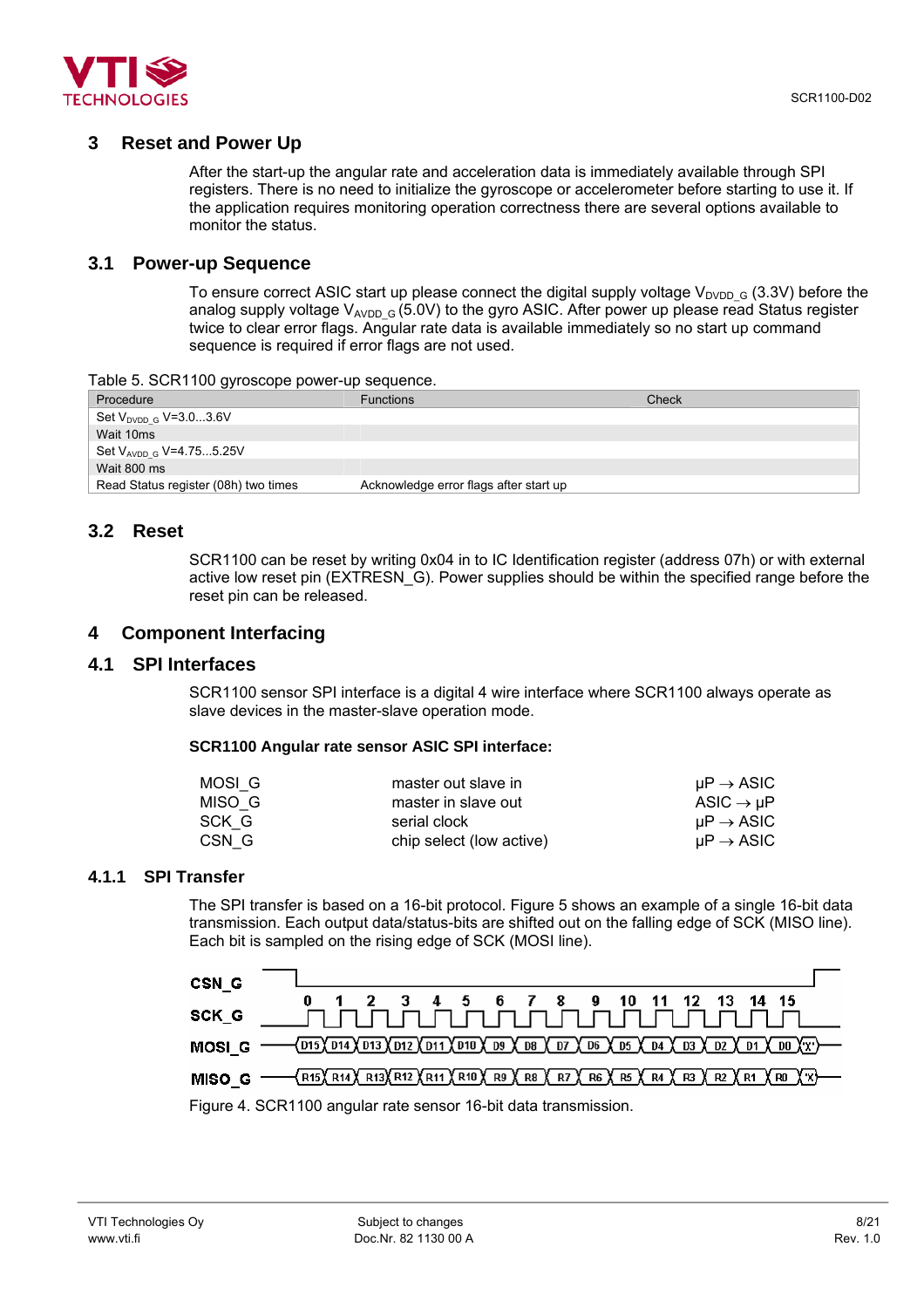## 3 Reset and Power Up

After the start-up the angular rate and acceleration data is immediately available through SPI registers. There is no need to initialize the gyroscope or accelerometer before starting to use it. If the application requires monitoring operation correctness there are several options available to monitor the status.

### 3.1 Power-up Sequence

To ensure correct ASIC start up please connect the digital supply voltage $V_{DVDD\_G}$ (3.3V) before the analog supply voltage $V_{AVDD\_G}$ (5.0V) to the gyro ASIC. After power up please read Status register twice to clear error flags. Angular rate data is available immediately so no start up command sequence is required if error flags are not used.

Table 5. SCR1100 gyroscope power-up sequence.

| Procedure | Functions | Check |
|---|---|---|
| Set $V_{DVDD\_G}$ V=3.0...3.6V | | |
| Wait 10ms | | |
| Set $V_{AVDD\_G}$ V=4.75...5.25V | | |
| Wait 800 ms | | |
| Read Status register (08h) two times | Acknowledge error flags after start up | |

### 3.2 Reset

SCR1100 can be reset by writing 0x04 in to IC Identification register (address 07h) or with external active low reset pin (EXTRESN_G). Power supplies should be within the specified range before the reset pin can be released.

## 4 Component Interfacing

### 4.1 SPI Interfaces

SCR1100 sensor SPI interface is a digital 4 wire interface where SCR1100 always operate as slave devices in the master-slave operation mode.

**SCR1100 Angular rate sensor ASIC SPI interface:**

| | | |
|---|---|---|
| MOSI_G | master out slave in | µP → ASIC |
| MISO_G | master in slave out | ASIC → µP |
| SCK_G | serial clock | µP → ASIC |
| CSN_G | chip select (low active) | µP → ASIC |

#### 4.1.1 SPI Transfer

The SPI transfer is based on a 16-bit protocol. Figure 5 shows an example of a single 16-bit data transmission. Each output data/status-bits are shifted out on the falling edge of SCK (MISO line). Each bit is sampled on the rising edge of SCK (MOSI line).

Figure 4. SCR1100 angular rate sensor 16-bit data transmission.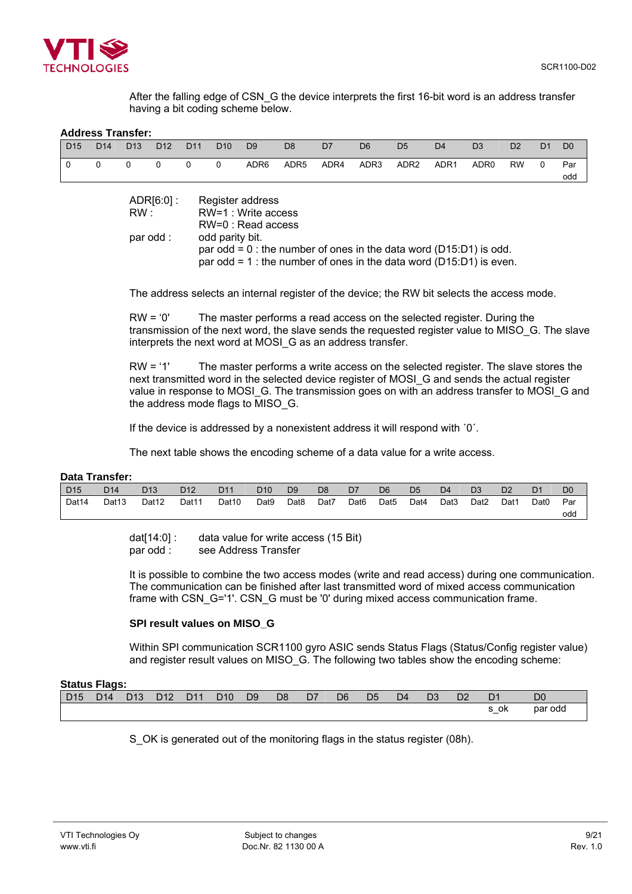After the falling edge of CSN_G the device interprets the first 16-bit word is an address transfer having a bit coding scheme below.

**Address Transfer:**

| D15 | D14 | D13 | D12 | D11 | D10 | D9 | D8 | D7 | D6 | D5 | D4 | D3 | D2 | D1 | D0 |
|---|---|---|---|---|---|---|---|---|---|---|---|---|---|---|---|
| 0 | 0 | 0 | 0 | 0 | 0 | ADR6 | ADR5 | ADR4 | ADR3 | ADR2 | ADR1 | ADR0 | RW | 0 | Par odd |

ADR[6:0] : Register address
RW : RW=1 : Write access
RW=0 : Read access
par odd : odd parity bit.
par odd = 0 : the number of ones in the data word (D15:D1) is odd.
par odd = 1 : the number of ones in the data word (D15:D1) is even.

The address selects an internal register of the device; the RW bit selects the access mode.

RW = '0' The master performs a read access on the selected register. During the transmission of the next word, the slave sends the requested register value to MISO_G. The slave interprets the next word at MOSI_G as an address transfer.

RW = '1' The master performs a write access on the selected register. The slave stores the next transmitted word in the selected device register of MOSI_G and sends the actual register value in response to MOSI_G. The transmission goes on with an address transfer to MOSI_G and the address mode flags to MISO_G.

If the device is addressed by a nonexistent address it will respond with ´0´.

The next table shows the encoding scheme of a data value for a write access.

**Data Transfer:**

| D15 | D14 | D13 | D12 | D11 | D10 | D9 | D8 | D7 | D6 | D5 | D4 | D3 | D2 | D1 | D0 |
|---|---|---|---|---|---|---|---|---|---|---|---|---|---|---|---|
| Dat14 | Dat13 | Dat12 | Dat11 | Dat10 | Dat9 | Dat8 | Dat7 | Dat6 | Dat5 | Dat4 | Dat3 | Dat2 | Dat1 | Dat0 | Par odd |

dat[14:0] : data value for write access (15 Bit)
par odd : see Address Transfer

It is possible to combine the two access modes (write and read access) during one communication. The communication can be finished after last transmitted word of mixed access communication frame with CSN_G='1'. CSN_G must be '0' during mixed access communication frame.

**SPI result values on MISO_G**

Within SPI communication SCR1100 gyro ASIC sends Status Flags (Status/Config register value) and register result values on MISO_G. The following two tables show the encoding scheme:

**Status Flags:**

| D15 | D14 | D13 | D12 | D11 | D10 | D9 | D8 | D7 | D6 | D5 | D4 | D3 | D2 | D1 | D0 |
|---|---|---|---|---|---|---|---|---|---|---|---|---|---|---|---|
| | | | | | | | | | | | | | | s_ok | par odd |

S_OK is generated out of the monitoring flags in the status register (08h).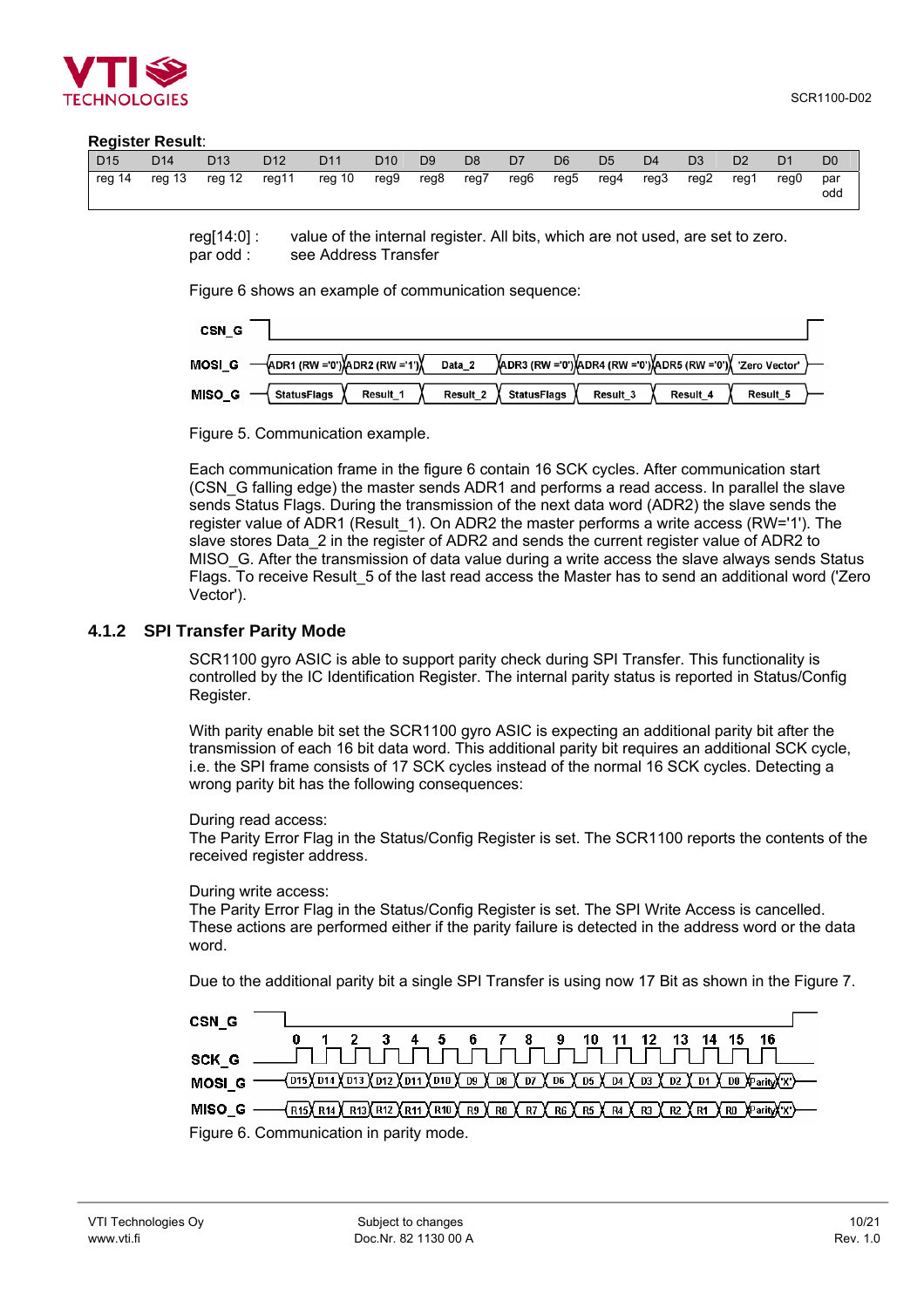**Register Result**:

| D15 | D14 | D13 | D12 | D11 | D10 | D9 | D8 | D7 | D6 | D5 | D4 | D3 | D2 | D1 | D0 |
|---|---|---|---|---|---|---|---|---|---|---|---|---|---|---|---|
| reg 14 | reg 13 | reg 12 | reg11 | reg 10 | reg9 | reg8 | reg7 | reg6 | reg5 | reg4 | reg3 | reg2 | reg1 | reg0 | par odd |

reg[14:0] : value of the internal register. All bits, which are not used, are set to zero.
par odd : see Address Transfer

Figure 6 shows an example of communication sequence:

Figure 5. Communication example.

Each communication frame in the figure 6 contain 16 SCK cycles. After communication start (CSN_G falling edge) the master sends ADR1 and performs a read access. In parallel the slave sends Status Flags. During the transmission of the next data word (ADR2) the slave sends the register value of ADR1 (Result_1). On ADR2 the master performs a write access (RW='1'). The slave stores Data_2 in the register of ADR2 and sends the current register value of ADR2 to MISO_G. After the transmission of data value during a write access the slave always sends Status Flags. To receive Result_5 of the last read access the Master has to send an additional word ('Zero Vector').

### 4.1.2 SPI Transfer Parity Mode

SCR1100 gyro ASIC is able to support parity check during SPI Transfer. This functionality is controlled by the IC Identification Register. The internal parity status is reported in Status/Config Register.

With parity enable bit set the SCR1100 gyro ASIC is expecting an additional parity bit after the transmission of each 16 bit data word. This additional parity bit requires an additional SCK cycle, i.e. the SPI frame consists of 17 SCK cycles instead of the normal 16 SCK cycles. Detecting a wrong parity bit has the following consequences:

During read access:
The Parity Error Flag in the Status/Config Register is set. The SCR1100 reports the contents of the received register address.

During write access:
The Parity Error Flag in the Status/Config Register is set. The SPI Write Access is cancelled. These actions are performed either if the parity failure is detected in the address word or the data word.

Due to the additional parity bit a single SPI Transfer is using now 17 Bit as shown in the Figure 7.

Figure 6. Communication in parity mode.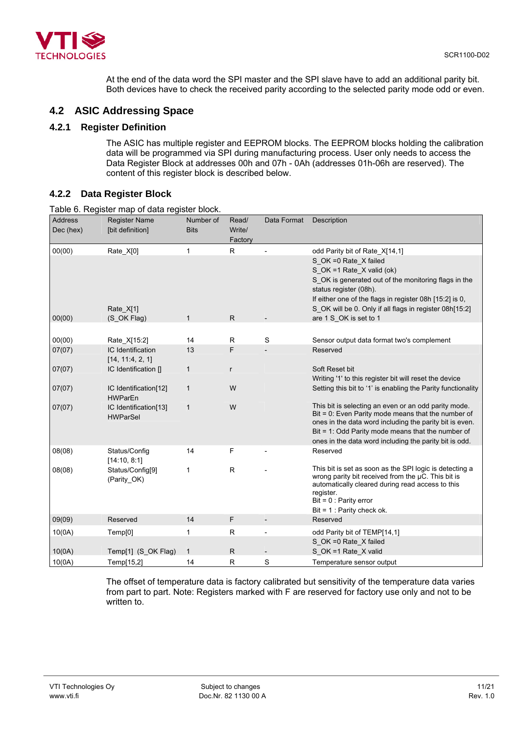At the end of the data word the SPI master and the SPI slave have to add an additional parity bit. Both devices have to check the received parity according to the selected parity mode odd or even.

## 4.2 ASIC Addressing Space

### 4.2.1 Register Definition

The ASIC has multiple register and EEPROM blocks. The EEPROM blocks holding the calibration data will be programmed via SPI during manufacturing process. User only needs to access the Data Register Block at addresses 00h and 07h - 0Ah (addresses 01h-06h are reserved). The content of this register block is described below.

### 4.2.2 Data Register Block

Table 6. Register map of data register block.

| Address Dec (hex) | Register Name [bit definition] | Number of Bits | Read/ Write/ Factory | Data Format | Description |
|---|---|---|---|---|---|
| 00(00) | Rate_X[0] | 1 | R | - | odd Parity bit of Rate_X[14,1] |
| 00(00) | Rate_X[1] (S_OK Flag) | 1 | R | - | S_OK =0 Rate_X failed<br>S_OK =1 Rate_X valid (ok)<br>S_OK is generated out of the monitoring flags in the status register (08h).<br>If either one of the flags in register 08h [15:2] is 0, S_OK will be 0. Only if all flags in register 08h[15:2] are 1 S_OK is set to 1 |
| 00(00) | Rate_X[15:2] | 14 | R | S | Sensor output data format two's complement |
| 07(07) | IC Identification [14, 11:4, 2, 1] | 13 | F | - | Reserved |
| 07(07) | IC Identification [] | 1 | r | | Soft Reset bit<br>Writing '1' to this register bit will reset the device |
| 07(07) | IC Identification[12] HWParEn | 1 | W | | Setting this bit to '1' is enabling the Parity functionality |
| 07(07) | IC Identification[13] HWParSel | 1 | W | | This bit is selecting an even or an odd parity mode.<br>Bit = 0: Even Parity mode means that the number of ones in the data word including the parity bit is even.<br>Bit = 1: Odd Parity mode means that the number of ones in the data word including the parity bit is odd. |
| 08(08) | Status/Config [14:10, 8:1] | 14 | F | - | Reserved |
| 08(08) | Status/Config[9] (Parity_OK) | 1 | R | - | This bit is set as soon as the SPI logic is detecting a wrong parity bit received from the µC. This bit is automatically cleared during read access to this register.<br>Bit = 0 : Parity error<br>Bit = 1 : Parity check ok. |
| 09(09) | Reserved | 14 | F | - | Reserved |
| 10(0A) | Temp[0] | 1 | R | - | odd Parity bit of TEMP[14,1] |
| 10(0A) | Temp[1] (S_OK Flag) | 1 | R | - | S_OK =0 Rate_X failed<br>S_OK =1 Rate_X valid |
| 10(0A) | Temp[15,2] | 14 | R | S | Temperature sensor output |

The offset of temperature data is factory calibrated but sensitivity of the temperature data varies from part to part. Note: Registers marked with F are reserved for factory use only and not to be written to.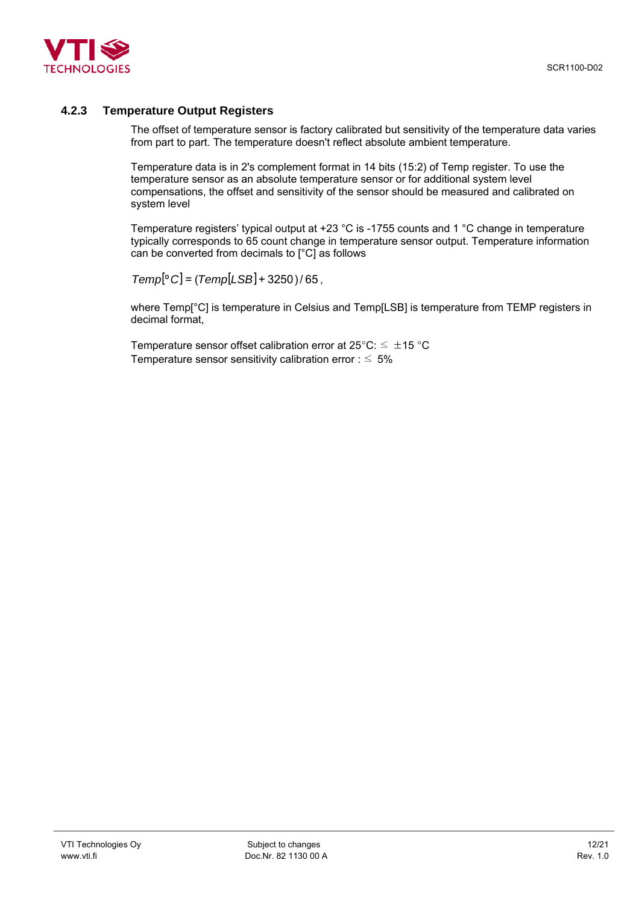### 4.2.3 Temperature Output Registers

The offset of temperature sensor is factory calibrated but sensitivity of the temperature data varies from part to part. The temperature doesn't reflect absolute ambient temperature.

Temperature data is in 2's complement format in 14 bits (15:2) of Temp register. To use the temperature sensor as an absolute temperature sensor or for additional system level compensations, the offset and sensitivity of the sensor should be measured and calibrated on system level

Temperature registers' typical output at +23 °C is -1755 counts and 1 °C change in temperature typically corresponds to 65 count change in temperature sensor output. Temperature information can be converted from decimals to [°C] as follows

$$Temp[^{o}C] = (Temp[LSB] + 3250)/65,$$

where Temp[°C] is temperature in Celsius and Temp[LSB] is temperature from TEMP registers in decimal format,

Temperature sensor offset calibration error at 25°C: $\leq \pm 15$ °C
Temperature sensor sensitivity calibration error : $\leq$ 5%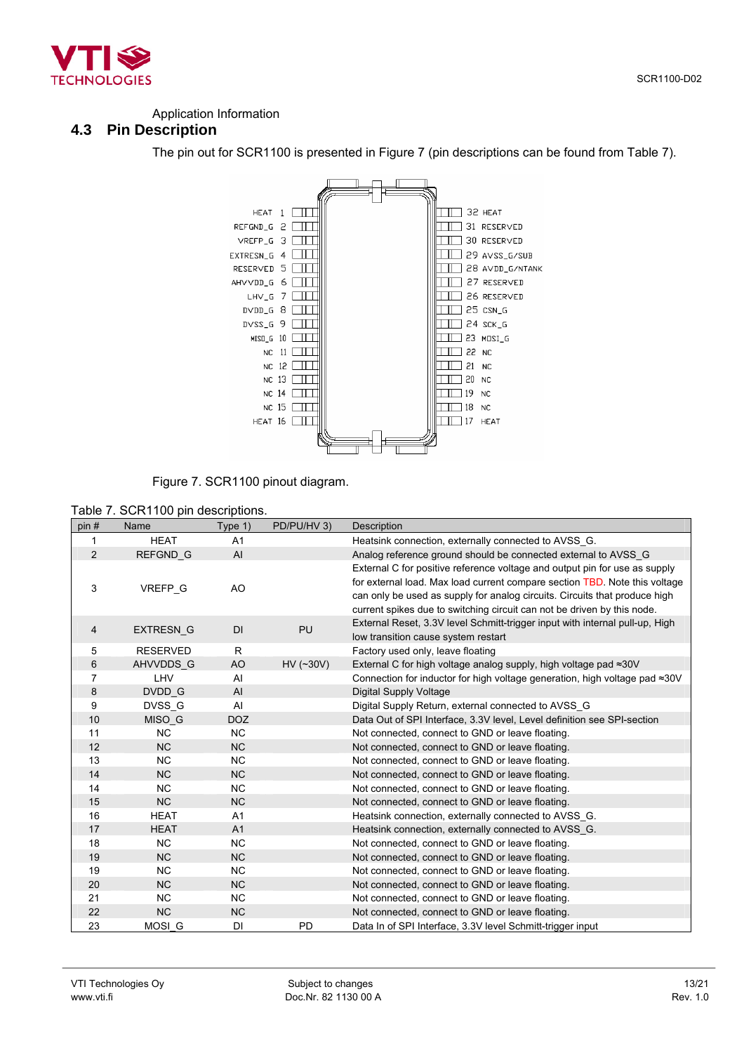Application Information

## 4.3 Pin Description

The pin out for SCR1100 is presented in Figure 7 (pin descriptions can be found from Table 7).

Figure 7. SCR1100 pinout diagram.

Table 7. SCR1100 pin descriptions.

| pin # | Name | Type 1) | PD/PU/HV 3) | Description |
|---|---|---|---|---|
| 1 | HEAT | A1 | | Heatsink connection, externally connected to AVSS_G. |
| 2 | REFGND_G | AI | | Analog reference ground should be connected external to AVSS_G |
| 3 | VREFP_G | AO | | External C for positive reference voltage and output pin for use as supply for external load. Max load current compare section TBD. Note this voltage can only be used as supply for analog circuits. Circuits that produce high current spikes due to switching circuit can not be driven by this node. |
| 4 | EXTRESN_G | DI | PU | External Reset, 3.3V level Schmitt-trigger input with internal pull-up, High low transition cause system restart |
| 5 | RESERVED | R | | Factory used only, leave floating |
| 6 | AHVVDDS_G | AO | HV (~30V) | External C for high voltage analog supply, high voltage pad ≈30V |
| 7 | LHV | AI | | Connection for inductor for high voltage generation, high voltage pad ≈30V |
| 8 | DVDD_G | AI | | Digital Supply Voltage |
| 9 | DVSS_G | AI | | Digital Supply Return, external connected to AVSS_G |
| 10 | MISO_G | DOZ | | Data Out of SPI Interface, 3.3V level, Level definition see SPI-section |
| 11 | NC | NC | | Not connected, connect to GND or leave floating. |
| 12 | NC | NC | | Not connected, connect to GND or leave floating. |
| 13 | NC | NC | | Not connected, connect to GND or leave floating. |
| 14 | NC | NC | | Not connected, connect to GND or leave floating. |
| 14 | NC | NC | | Not connected, connect to GND or leave floating. |
| 15 | NC | NC | | Not connected, connect to GND or leave floating. |
| 16 | HEAT | A1 | | Heatsink connection, externally connected to AVSS_G. |
| 17 | HEAT | A1 | | Heatsink connection, externally connected to AVSS_G. |
| 18 | NC | NC | | Not connected, connect to GND or leave floating. |
| 19 | NC | NC | | Not connected, connect to GND or leave floating. |
| 19 | NC | NC | | Not connected, connect to GND or leave floating. |
| 20 | NC | NC | | Not connected, connect to GND or leave floating. |
| 21 | NC | NC | | Not connected, connect to GND or leave floating. |
| 22 | NC | NC | | Not connected, connect to GND or leave floating. |
| 23 | MOSI_G | DI | PD | Data In of SPI Interface, 3.3V level Schmitt-trigger input |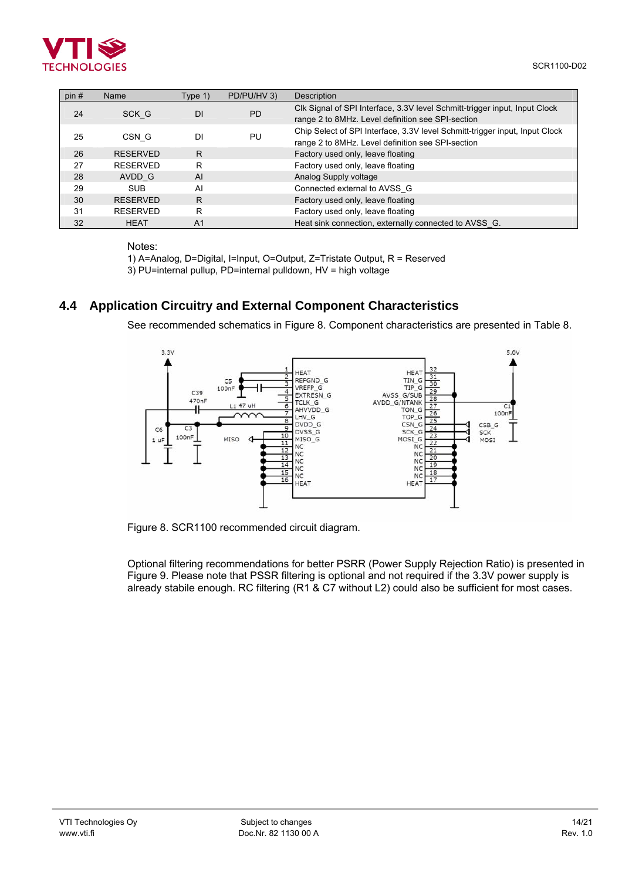| pin # | Name | Type 1) | PD/PU/HV 3) | Description |
| --- | --- | --- | --- | --- |
| 24 | SCK_G | DI | PD | Clk Signal of SPI Interface, 3.3V level Schmitt-trigger input, Input Clock range 2 to 8MHz. Level definition see SPI-section |
| 25 | CSN_G | DI | PU | Chip Select of SPI Interface, 3.3V level Schmitt-trigger input, Input Clock range 2 to 8MHz. Level definition see SPI-section |
| 26 | RESERVED | R | | Factory used only, leave floating |
| 27 | RESERVED | R | | Factory used only, leave floating |
| 28 | AVDD_G | AI | | Analog Supply voltage |
| 29 | SUB | AI | | Connected external to AVSS_G |
| 30 | RESERVED | R | | Factory used only, leave floating |
| 31 | RESERVED | R | | Factory used only, leave floating |
| 32 | HEAT | A1 | | Heat sink connection, externally connected to AVSS_G. |

Notes:
1) A=Analog, D=Digital, I=Input, O=Output, Z=Tristate Output, R = Reserved
3) PU=internal pullup, PD=internal pulldown, HV = high voltage

## 4.4 Application Circuitry and External Component Characteristics

See recommended schematics in Figure 8. Component characteristics are presented in Table 8.

Figure 8. SCR1100 recommended circuit diagram.

Optional filtering recommendations for better PSRR (Power Supply Rejection Ratio) is presented in Figure 9. Please note that PSSR filtering is optional and not required if the 3.3V power supply is already stabile enough. RC filtering (R1 & C7 without L2) could also be sufficient for most cases.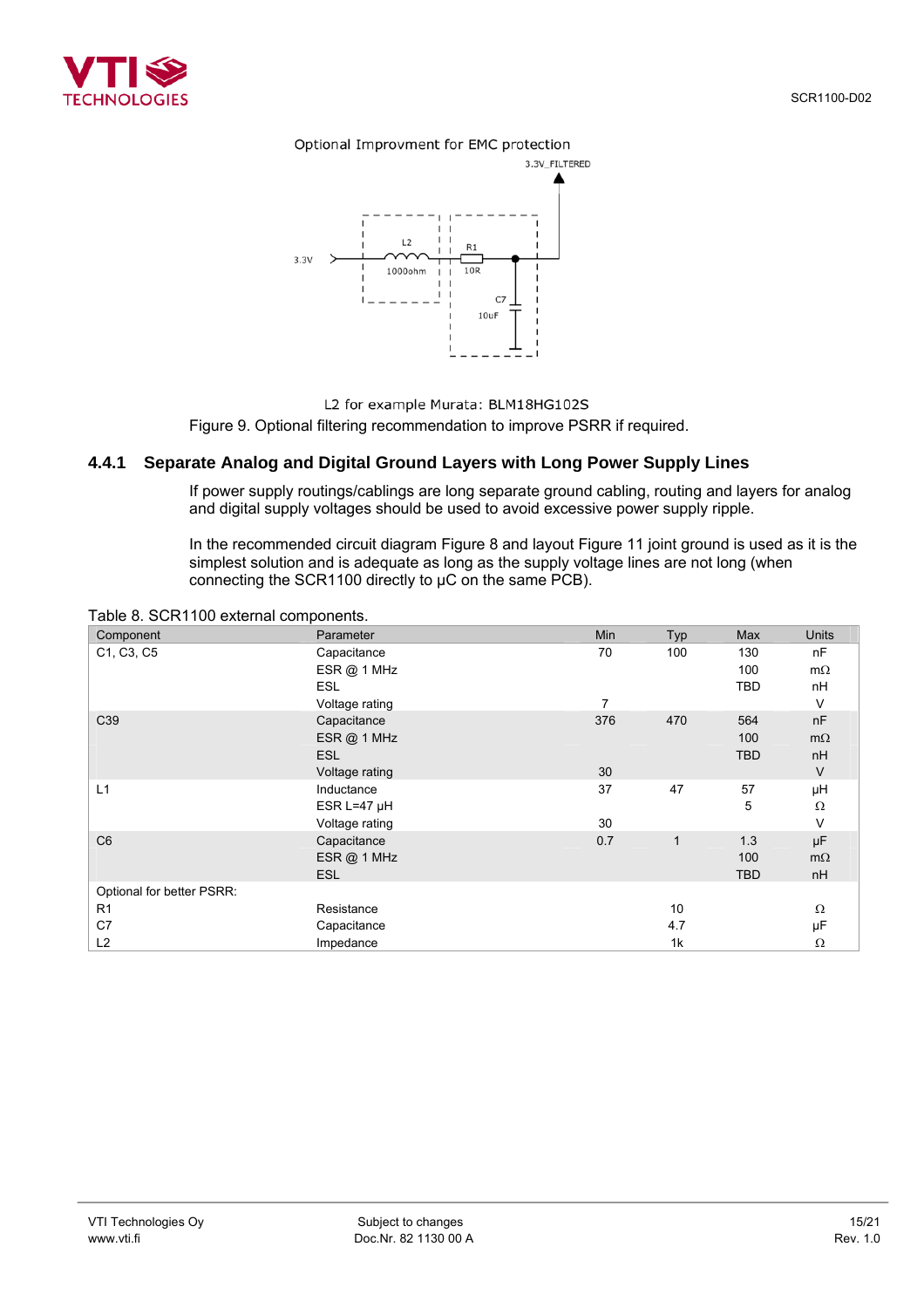Optional Improvment for EMC protection

3.3V_FILTERED

3.3V

L2

1000ohm

R1

10R

C7

10uF

L2 for example Murata: BLM18HG102S

Figure 9. Optional filtering recommendation to improve PSRR if required.

### 4.4.1 Separate Analog and Digital Ground Layers with Long Power Supply Lines

If power supply routings/cablings are long separate ground cabling, routing and layers for analog and digital supply voltages should be used to avoid excessive power supply ripple.

In the recommended circuit diagram Figure 8 and layout Figure 11 joint ground is used as it is the simplest solution and is adequate as long as the supply voltage lines are not long (when connecting the SCR1100 directly to µC on the same PCB).

Table 8. SCR1100 external components.

| Component | Parameter | Min | Typ | Max | Units |
|---|---|---|---|---|---|
| C1, C3, C5 | Capacitance | 70 | 100 | 130 | nF |
| | ESR @ 1 MHz | | | 100 | mΩ |
| | ESL | | | TBD | nH |
| | Voltage rating | 7 | | | V |
| C39 | Capacitance | 376 | 470 | 564 | nF |
| | ESR @ 1 MHz | | | 100 | mΩ |
| | ESL | | | TBD | nH |
| | Voltage rating | 30 | | | V |
| L1 | Inductance | 37 | 47 | 57 | µH |
| | ESR L=47 µH | | | 5 | Ω |
| | Voltage rating | 30 | | | V |
| C6 | Capacitance | 0.7 | 1 | 1.3 | µF |
| | ESR @ 1 MHz | | | 100 | mΩ |
| | ESL | | | TBD | nH |
| Optional for better PSRR: | | | | | |
| R1 | Resistance | | 10 | | Ω |
| C7 | Capacitance | | 4.7 | | µF |
| L2 | Impedance | | 1k | | Ω |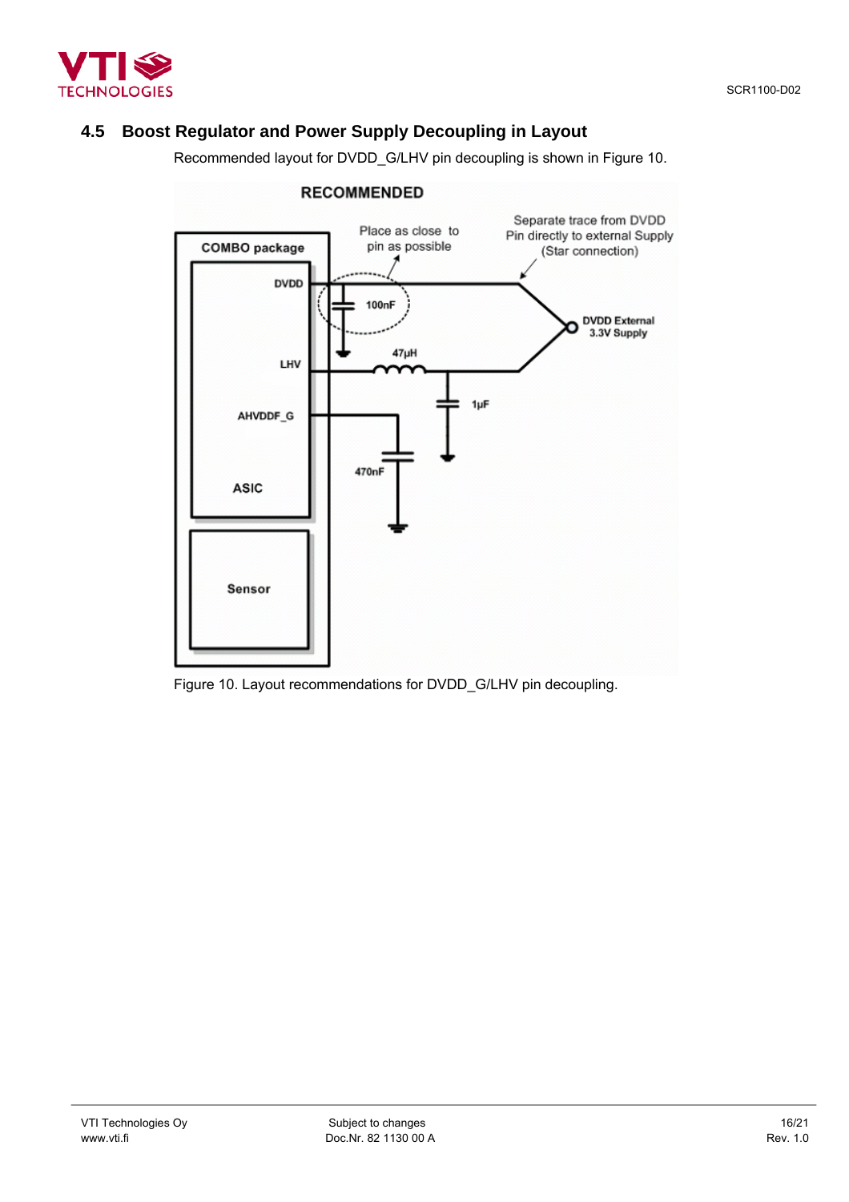## 4.5 Boost Regulator and Power Supply Decoupling in Layout

Recommended layout for DVDD_G/LHV pin decoupling is shown in Figure 10.

RECOMMENDED

COMBO package

Place as close to pin as possible

Separate trace from DVDD Pin directly to external Supply (Star connection)

DVDD

100nF

DVDD External 3.3V Supply

LHV

47µH

1µF

AHVDDF_G

470nF

ASIC

Sensor

Figure 10. Layout recommendations for DVDD_G/LHV pin decoupling.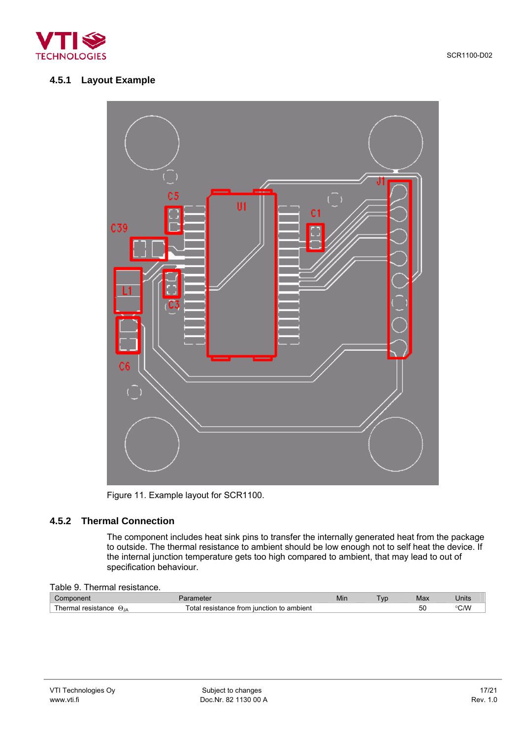### 4.5.1 Layout Example

Figure 11. Example layout for SCR1100.

### 4.5.2 Thermal Connection

The component includes heat sink pins to transfer the internally generated heat from the package to outside. The thermal resistance to ambient should be low enough not to self heat the device. If the internal junction temperature gets too high compared to ambient, that may lead to out of specification behaviour.

Table 9. Thermal resistance.

| Component | Parameter | Min | Typ | Max | Units |
|---|---|---|---|---|---|
| Thermal resistance $\Theta_{JA}$ | Total resistance from junction to ambient | | | 50 | °C/W |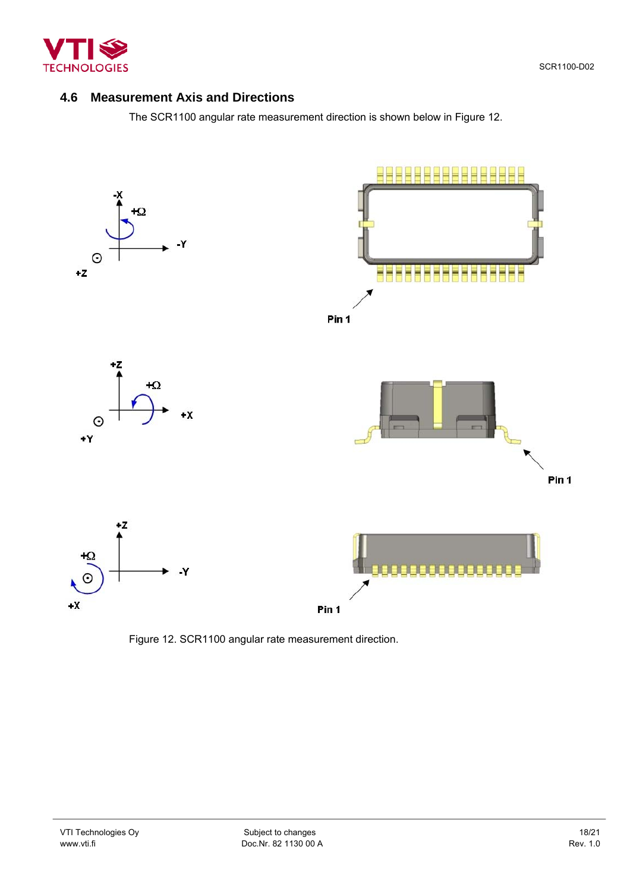## 4.6 Measurement Axis and Directions

The SCR1100 angular rate measurement direction is shown below in Figure 12.

Figure 12. SCR1100 angular rate measurement direction.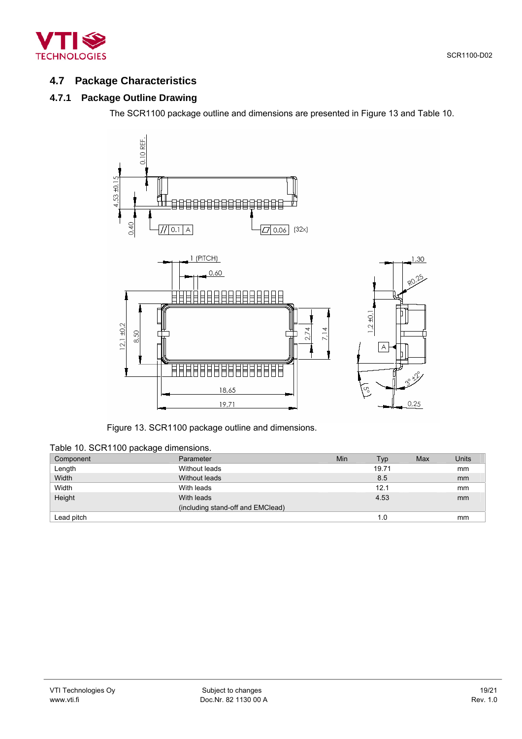## 4.7 Package Characteristics

### 4.7.1 Package Outline Drawing

The SCR1100 package outline and dimensions are presented in Figure 13 and Table 10.

Figure 13. SCR1100 package outline and dimensions.

Table 10. SCR1100 package dimensions.

| Component | Parameter | Min | Typ | Max | Units |
|---|---|---|---|---|---|
| Length | Without leads | | 19.71 | | mm |
| Width | Without leads | | 8.5 | | mm |
| Width | With leads | | 12.1 | | mm |
| Height | With leads (including stand-off and EMClead) | | 4.53 | | mm |
| Lead pitch | | | 1.0 | | mm |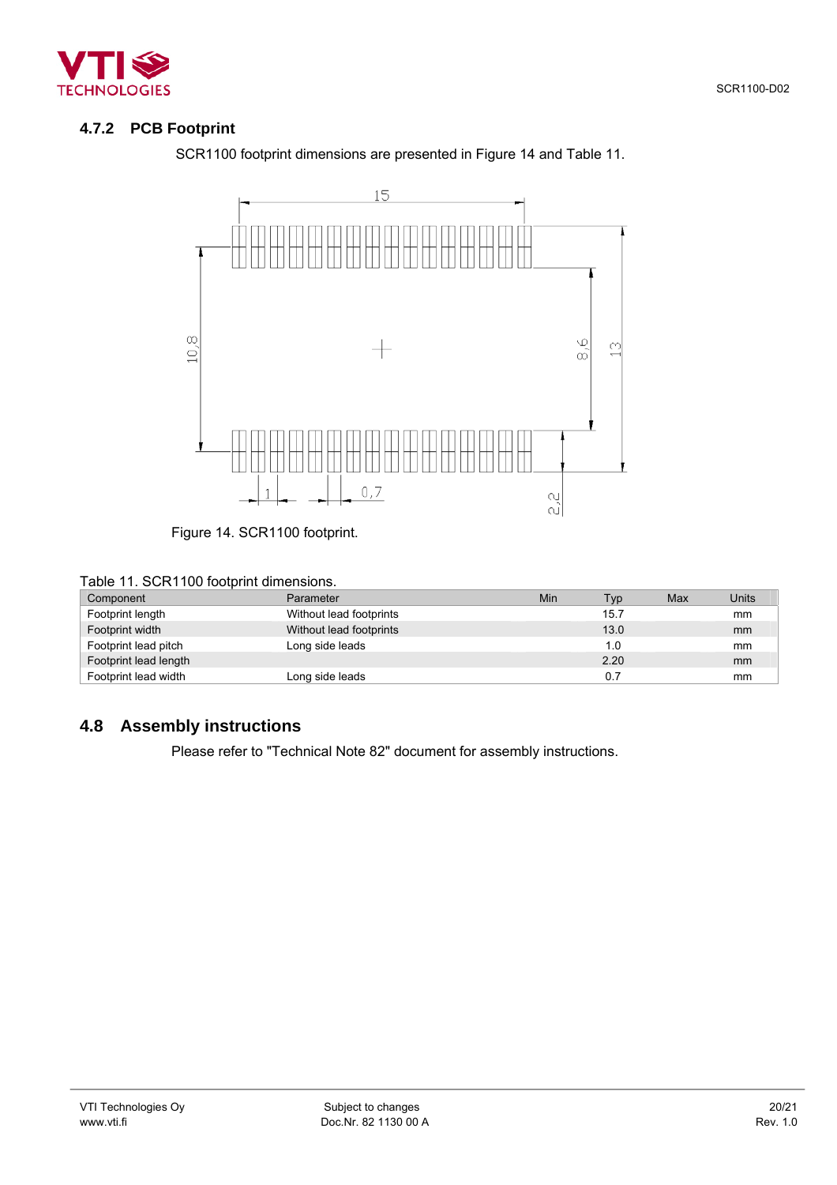### 4.7.2 PCB Footprint

SCR1100 footprint dimensions are presented in Figure 14 and Table 11.

Figure 14. SCR1100 footprint.

Table 11. SCR1100 footprint dimensions.

| Component | Parameter | Min | Typ | Max | Units |
|---|---|---|---|---|---|
| Footprint length | Without lead footprints | | 15.7 | | mm |
| Footprint width | Without lead footprints | | 13.0 | | mm |
| Footprint lead pitch | Long side leads | | 1.0 | | mm |
| Footprint lead length | | | 2.20 | | mm |
| Footprint lead width | Long side leads | | 0.7 | | mm |

## 4.8 Assembly instructions

Please refer to "Technical Note 82" document for assembly instructions.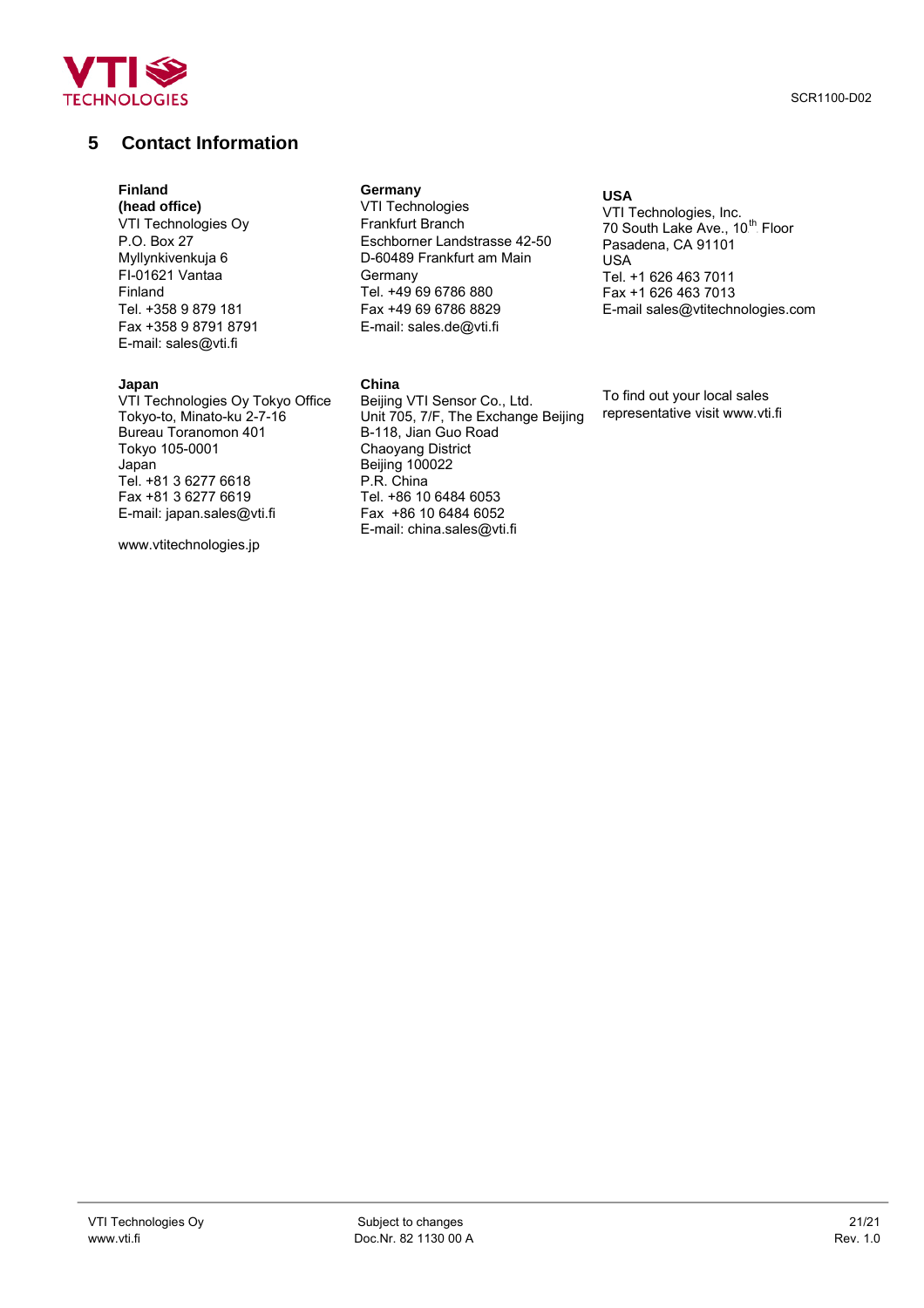## 5 Contact Information

**Finland**
**(head office)**
VTI Technologies Oy
P.O. Box 27
Myllynkivenkuja 6
FI-01621 Vantaa
Finland
Tel. +358 9 879 181
Fax +358 9 8791 8791
E-mail: sales@vti.fi

**Germany**
VTI Technologies
Frankfurt Branch
Eschborner Landstrasse 42-50
D-60489 Frankfurt am Main
Germany
Tel. +49 69 6786 880
Fax +49 69 6786 8829
E-mail: sales.de@vti.fi

**USA**
VTI Technologies, Inc.
70 South Lake Ave., $10^{th}$ Floor
Pasadena, CA 91101
USA
Tel. +1 626 463 7011
Fax +1 626 463 7013
E-mail sales@vtitechnologies.com

**Japan**
VTI Technologies Oy Tokyo Office
Tokyo-to, Minato-ku 2-7-16
Bureau Toranomon 401
Tokyo 105-0001
Japan
Tel. +81 3 6277 6618
Fax +81 3 6277 6619
E-mail: japan.sales@vti.fi

www.vtitechnologies.jp

**China**
Beijing VTI Sensor Co., Ltd.
Unit 705, 7/F, The Exchange Beijing
B-118, Jian Guo Road
Chaoyang District
Beijing 100022
P.R. China
Tel. +86 10 6484 6053
Fax +86 10 6484 6052
E-mail: china.sales@vti.fi

To find out your local sales representative visit www.vti.fi